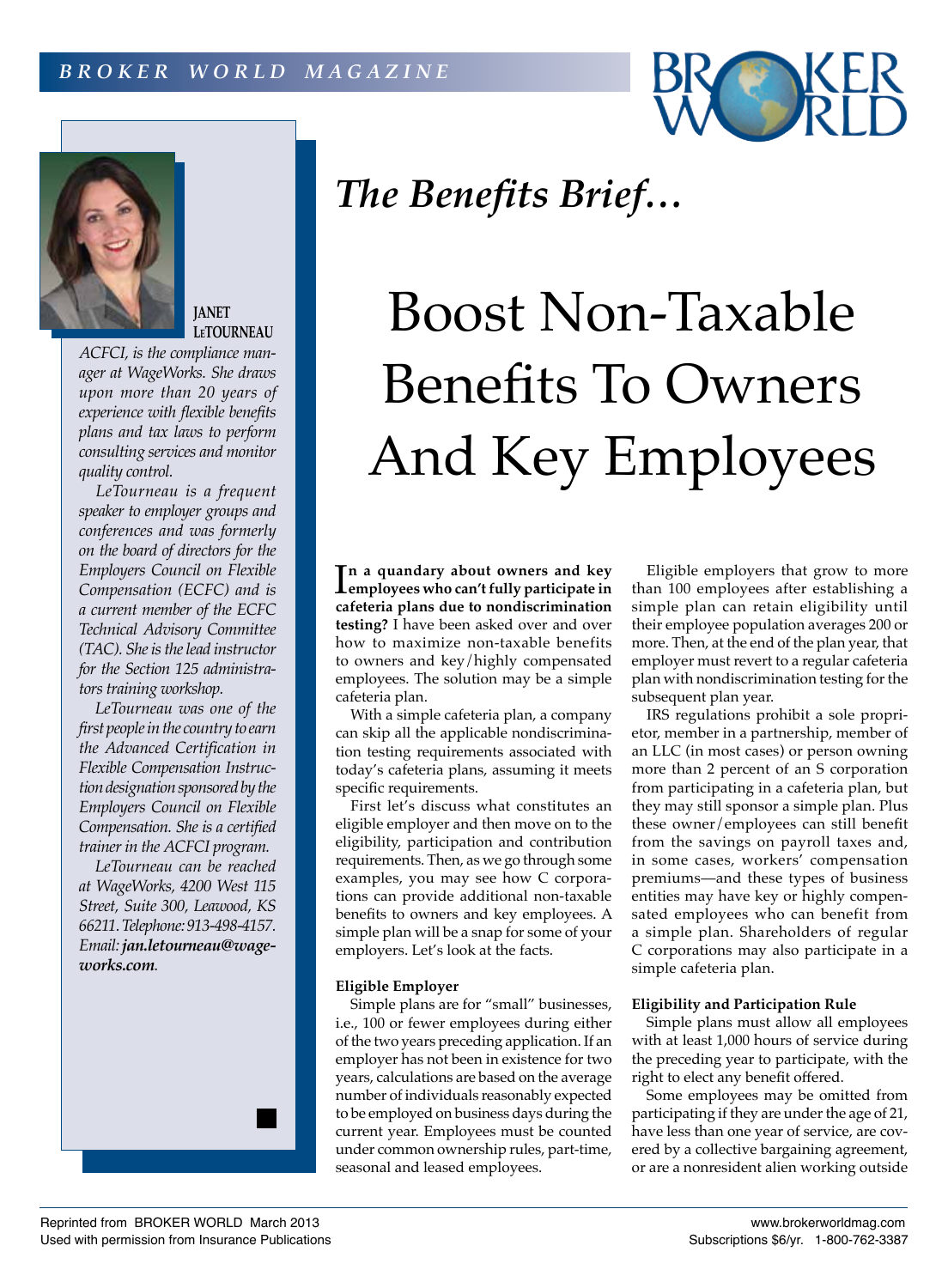# The Benefits Brief…

# Boost Non-Taxable Benefits To Owners And Key Employees

**JANET LETOURNEAU**

*ACFCI, is the compliance manager at WageWorks. She draws upon more than 20 years of experience with flexible benefits plans and tax laws to perform consulting services and monitor quality control.*

*LeTourneau is a frequent speaker to employer groups and conferences and was formerly on the board of directors for the Employers Council on Flexible Compensation (ECFC) and is a current member of the ECFC Technical Advisory Committee (TAC). She is the lead instructor for the Section 125 administrators training workshop.*

*LeTourneau was one of the first people in the country to earn the Advanced Certification in Flexible Compensation Instruction designation sponsored by the Employers Council on Flexible Compensation. She is a certified trainer in the ACFCI program.*

*LeTourneau can be reached at WageWorks, 4200 West 115 Street, Suite 300, Leawood, KS 66211. Telephone: 913-498-4157. Email:* ***jan.letourneau@wageworks.com****.*

**In a quandary about owners and key employees who can't fully participate in cafeteria plans due to nondiscrimination testing?** I have been asked over and over how to maximize non-taxable benefits to owners and key/highly compensated employees. The solution may be a simple cafeteria plan.

With a simple cafeteria plan, a company can skip all the applicable nondiscrimination testing requirements associated with today's cafeteria plans, assuming it meets specific requirements.

First let's discuss what constitutes an eligible employer and then move on to the eligibility, participation and contribution requirements. Then, as we go through some examples, you may see how C corporations can provide additional non-taxable benefits to owners and key employees. A simple plan will be a snap for some of your employers. Let's look at the facts.

### Eligible Employer

Simple plans are for "small" businesses, i.e., 100 or fewer employees during either of the two years preceding application. If an employer has not been in existence for two years, calculations are based on the average number of individuals reasonably expected to be employed on business days during the current year. Employees must be counted under common ownership rules, part-time, seasonal and leased employees.

Eligible employers that grow to more than 100 employees after establishing a simple plan can retain eligibility until their employee population averages 200 or more. Then, at the end of the plan year, that employer must revert to a regular cafeteria plan with nondiscrimination testing for the subsequent plan year.

IRS regulations prohibit a sole proprietor, member in a partnership, member of an LLC (in most cases) or person owning more than 2 percent of an S corporation from participating in a cafeteria plan, but they may still sponsor a simple plan. Plus these owner/employees can still benefit from the savings on payroll taxes and, in some cases, workers' compensation premiums—and these types of business entities may have key or highly compensated employees who can benefit from a simple plan. Shareholders of regular C corporations may also participate in a simple cafeteria plan.

### Eligibility and Participation Rule

Simple plans must allow all employees with at least 1,000 hours of service during the preceding year to participate, with the right to elect any benefit offered.

Some employees may be omitted from participating if they are under the age of 21, have less than one year of service, are covered by a collective bargaining agreement, or are a nonresident alien working outside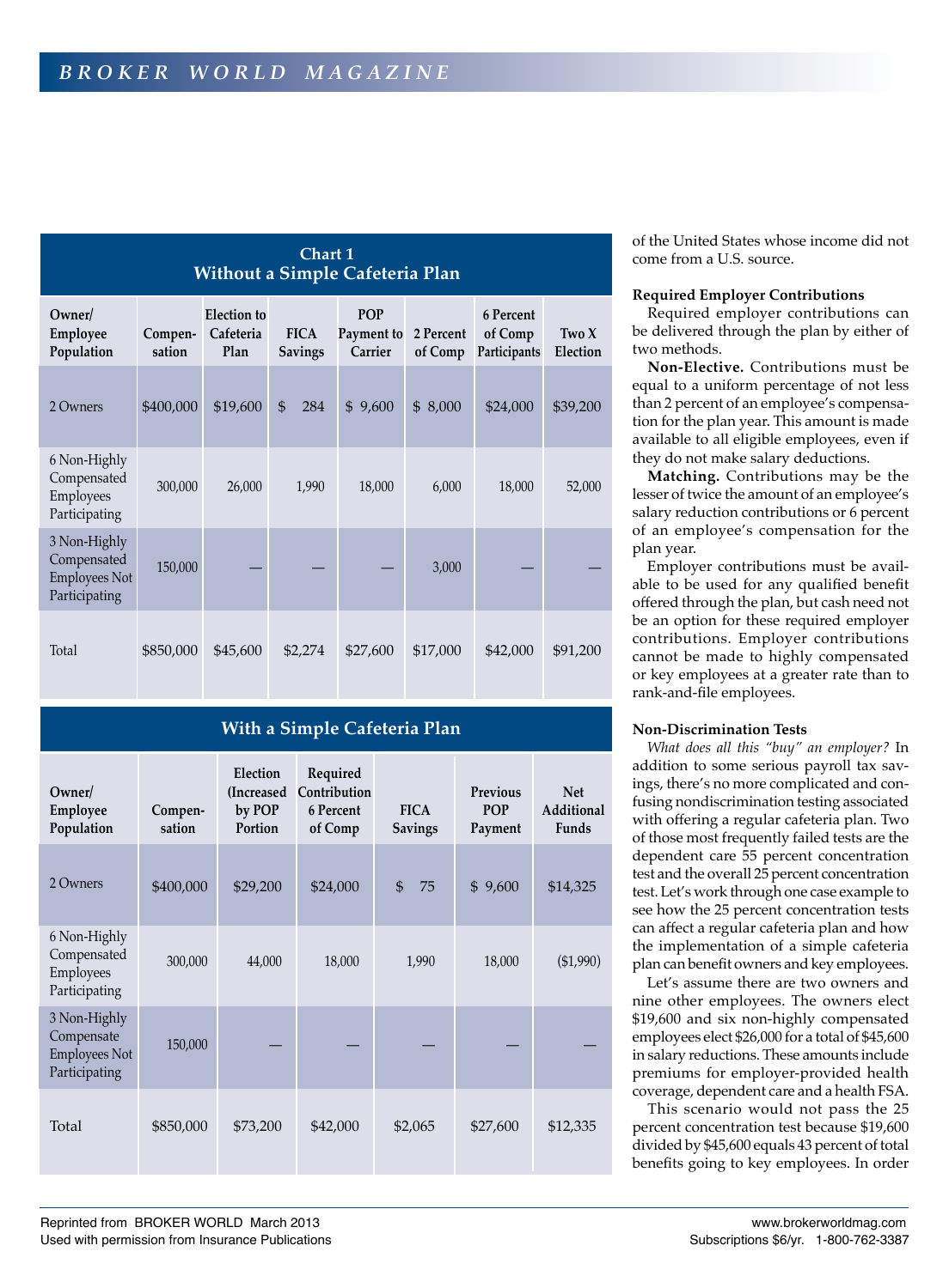| Chart 1 Without a Simple Cafeteria Plan | | | | | | | |
|---|---|---|---|---|---|---|---|
| Owner/ Employee Population | Compen-sation | Election to Cafeteria Plan | FICA Savings | POP Payment to Carrier | 2 Percent of Comp | 6 Percent of Comp Participants | Two X Election |
| 2 Owners | $400,000 | $19,600 | $ 284 | $ 9,600 | $ 8,000 | $24,000 | $39,200 |
| 6 Non-Highly Compensated Employees Participating | 300,000 | 26,000 | 1,990 | 18,000 | 6,000 | 18,000 | 52,000 |
| 3 Non-Highly Compensated Employees Not Participating | 150,000 | — | — | — | 3,000 | — | — |
| Total | $850,000 | $45,600 | $2,274 | $27,600 | $17,000 | $42,000 | $91,200 |

| With a Simple Cafeteria Plan | | | | | | |
|---|---|---|---|---|---|---|
| Owner/ Employee Population | Compen-sation | Election (Increased by POP Portion | Required Contribution 6 Percent of Comp | FICA Savings | Previous POP Payment | Net Additional Funds |
| 2 Owners | $400,000 | $29,200 | $24,000 | $ 75 | $ 9,600 | $14,325 |
| 6 Non-Highly Compensated Employees Participating | 300,000 | 44,000 | 18,000 | 1,990 | 18,000 | ($1,990) |
| 3 Non-Highly Compensate Employees Not Participating | 150,000 | — | — | — | — | — |
| Total | $850,000 | $73,200 | $42,000 | $2,065 | $27,600 | $12,335 |

of the United States whose income did not come from a U.S. source.

**Required Employer Contributions**

Required employer contributions can be delivered through the plan by either of two methods.

**Non-Elective.** Contributions must be equal to a uniform percentage of not less than 2 percent of an employee's compensation for the plan year. This amount is made available to all eligible employees, even if they do not make salary deductions.

**Matching.** Contributions may be the lesser of twice the amount of an employee's salary reduction contributions or 6 percent of an employee's compensation for the plan year.

Employer contributions must be available to be used for any qualified benefit offered through the plan, but cash need not be an option for these required employer contributions. Employer contributions cannot be made to highly compensated or key employees at a greater rate than to rank-and-file employees.

**Non-Discrimination Tests**

*What does all this "buy" an employer?* In addition to some serious payroll tax savings, there's no more complicated and confusing nondiscrimination testing associated with offering a regular cafeteria plan. Two of those most frequently failed tests are the dependent care 55 percent concentration test and the overall 25 percent concentration test. Let's work through one case example to see how the 25 percent concentration tests can affect a regular cafeteria plan and how the implementation of a simple cafeteria plan can benefit owners and key employees.

Let's assume there are two owners and nine other employees. The owners elect $19,600 and six non-highly compensated employees elect $26,000 for a total of $45,600 in salary reductions. These amounts include premiums for employer-provided health coverage, dependent care and a health FSA.

This scenario would not pass the 25 percent concentration test because $19,600 divided by $45,600 equals 43 percent of total benefits going to key employees. In order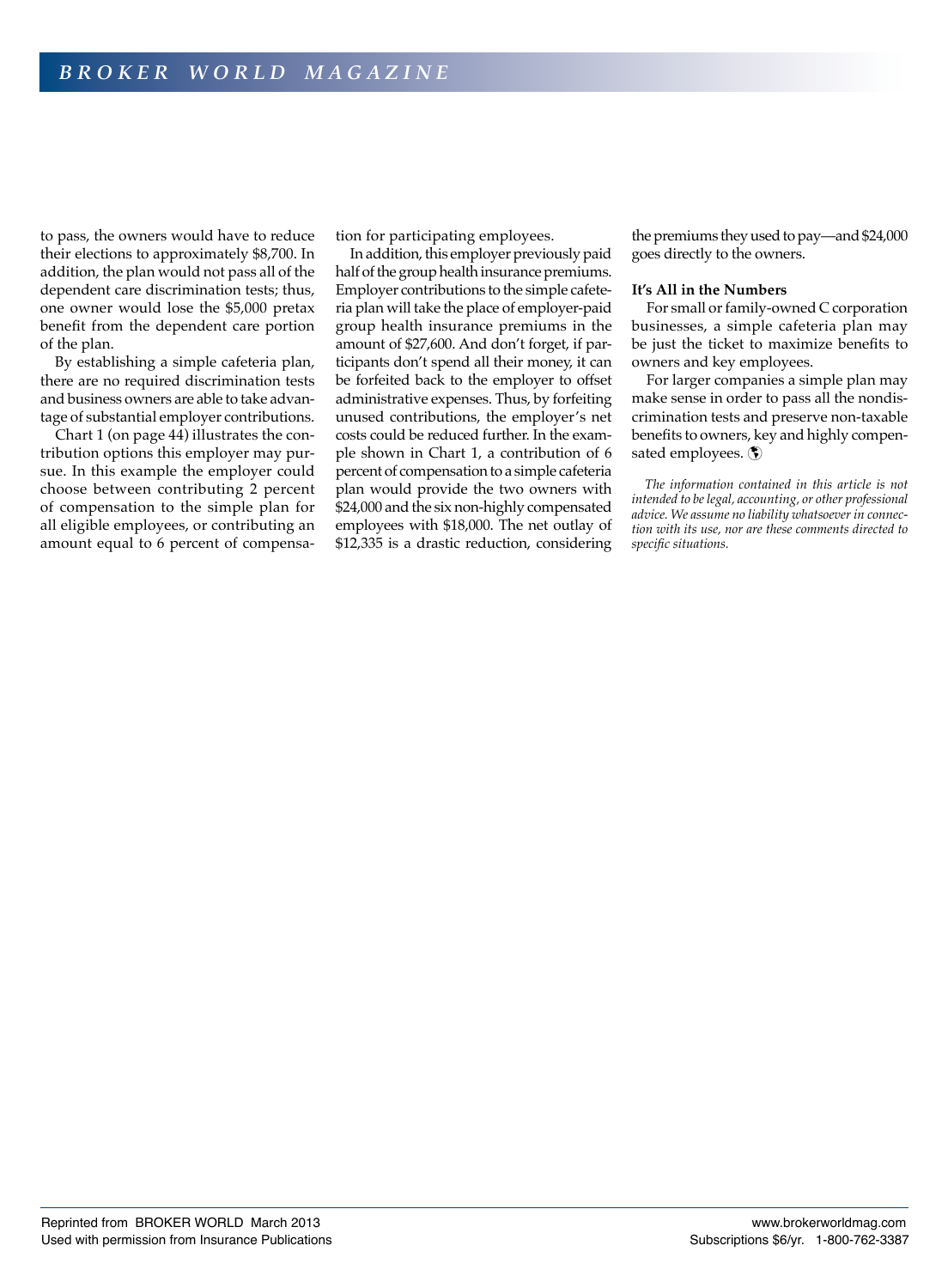to pass, the owners would have to reduce their elections to approximately $8,700. In addition, the plan would not pass all of the dependent care discrimination tests; thus, one owner would lose the $5,000 pretax benefit from the dependent care portion of the plan.

By establishing a simple cafeteria plan, there are no required discrimination tests and business owners are able to take advantage of substantial employer contributions.

Chart 1 (on page 44) illustrates the contribution options this employer may pursue. In this example the employer could choose between contributing 2 percent of compensation to the simple plan for all eligible employees, or contributing an amount equal to 6 percent of compensation for participating employees.

In addition, this employer previously paid half of the group health insurance premiums. Employer contributions to the simple cafeteria plan will take the place of employer-paid group health insurance premiums in the amount of $27,600. And don't forget, if participants don't spend all their money, it can be forfeited back to the employer to offset administrative expenses. Thus, by forfeiting unused contributions, the employer's net costs could be reduced further. In the example shown in Chart 1, a contribution of 6 percent of compensation to a simple cafeteria plan would provide the two owners with $24,000 and the six non-highly compensated employees with $18,000. The net outlay of $12,335 is a drastic reduction, considering the premiums they used to pay—and $24,000 goes directly to the owners.

### It's All in the Numbers

For small or family-owned C corporation businesses, a simple cafeteria plan may be just the ticket to maximize benefits to owners and key employees.

For larger companies a simple plan may make sense in order to pass all the nondiscrimination tests and preserve non-taxable benefits to owners, key and highly compensated employees.

*The information contained in this article is not intended to be legal, accounting, or other professional advice. We assume no liability whatsoever in connection with its use, nor are these comments directed to specific situations.*